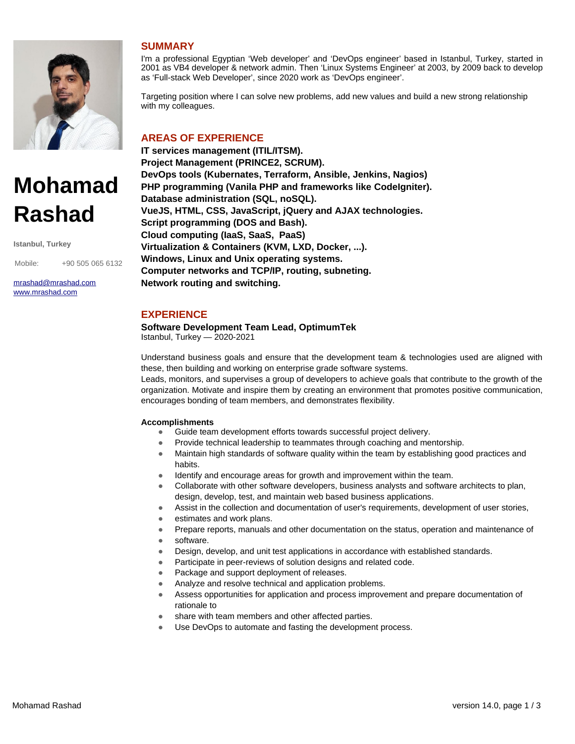# Mohamad Rashad

**Istanbul, Turkey**

Mobile: +90 505 065 6132

mrashad@mrashad.com
www.mrashad.com

## SUMMARY

I'm a professional Egyptian 'Web developer' and 'DevOps engineer' based in Istanbul, Turkey, started in 2001 as VB4 developer & network admin. Then 'Linux Systems Engineer' at 2003, by 2009 back to develop as 'Full-stack Web Developer', since 2020 work as 'DevOps engineer'.

Targeting position where I can solve new problems, add new values and build a new strong relationship with my colleagues.

## AREAS OF EXPERIENCE

**IT services management (ITIL/ITSM).**
**Project Management (PRINCE2, SCRUM).**
**DevOps tools (Kubernates, Terraform, Ansible, Jenkins, Nagios)**
**PHP programming (Vanila PHP and frameworks like CodeIgniter).**
**Database administration (SQL, noSQL).**
**VueJS, HTML, CSS, JavaScript, jQuery and AJAX technologies.**
**Script programming (DOS and Bash).**
**Cloud computing (IaaS, SaaS, PaaS)**
**Virtualization & Containers (KVM, LXD, Docker, ...).**
**Windows, Linux and Unix operating systems.**
**Computer networks and TCP/IP, routing, subneting.**
**Network routing and switching.**

## EXPERIENCE

**Software Development Team Lead, OptimumTek**
Istanbul, Turkey — 2020-2021

Understand business goals and ensure that the development team & technologies used are aligned with these, then building and working on enterprise grade software systems.
Leads, monitors, and supervises a group of developers to achieve goals that contribute to the growth of the organization. Motivate and inspire them by creating an environment that promotes positive communication, encourages bonding of team members, and demonstrates flexibility.

**Accomplishments**

- Guide team development efforts towards successful project delivery.
- Provide technical leadership to teammates through coaching and mentorship.
- Maintain high standards of software quality within the team by establishing good practices and habits.
- Identify and encourage areas for growth and improvement within the team.
- Collaborate with other software developers, business analysts and software architects to plan, design, develop, test, and maintain web based business applications.
- Assist in the collection and documentation of user's requirements, development of user stories,
- estimates and work plans.
- Prepare reports, manuals and other documentation on the status, operation and maintenance of
- software.
- Design, develop, and unit test applications in accordance with established standards.
- Participate in peer-reviews of solution designs and related code.
- Package and support deployment of releases.
- Analyze and resolve technical and application problems.
- Assess opportunities for application and process improvement and prepare documentation of rationale to
- share with team members and other affected parties.
- Use DevOps to automate and fasting the development process.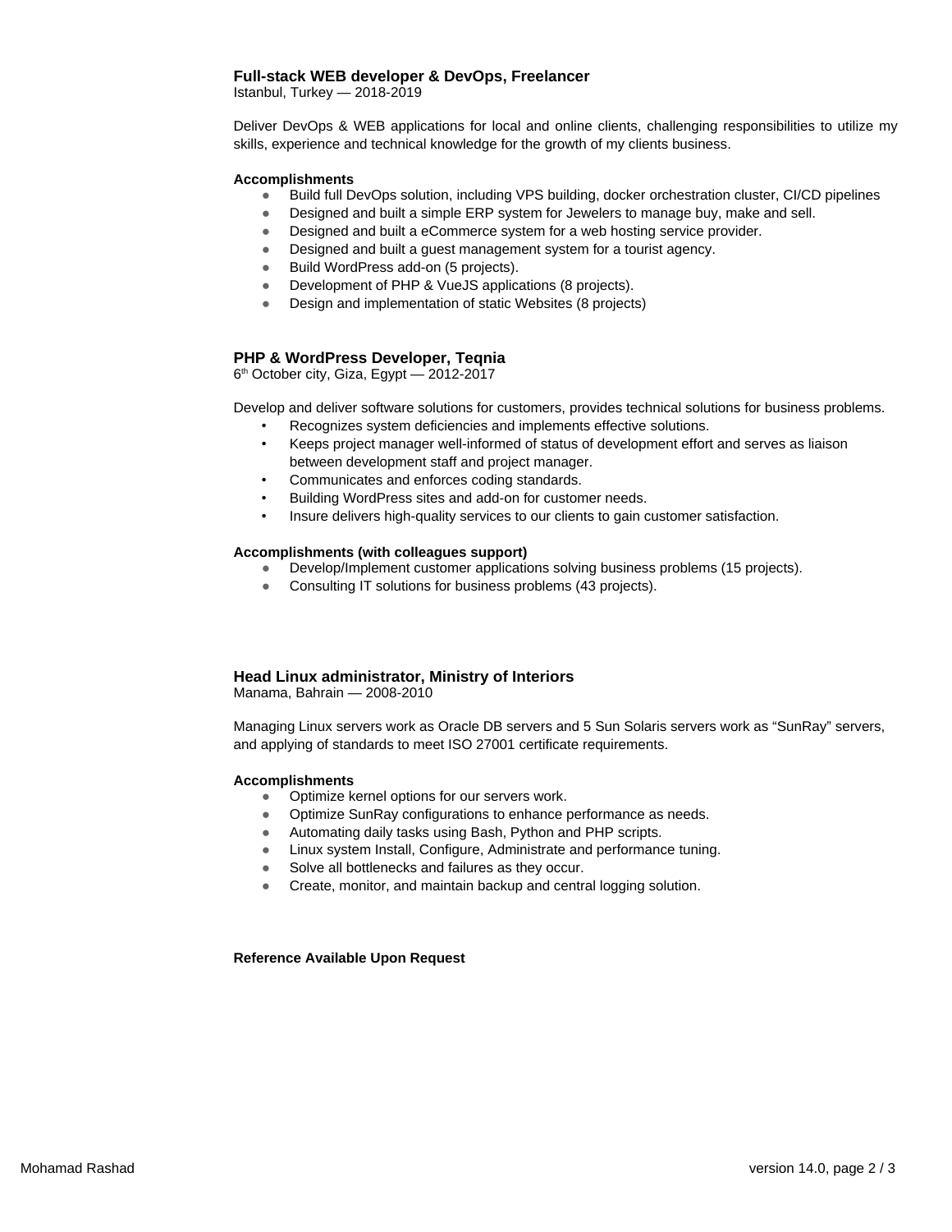### Full-stack WEB developer & DevOps, Freelancer

Istanbul, Turkey — 2018-2019

Deliver DevOps & WEB applications for local and online clients, challenging responsibilities to utilize my skills, experience and technical knowledge for the growth of my clients business.

**Accomplishments**

- Build full DevOps solution, including VPS building, docker orchestration cluster, CI/CD pipelines
- Designed and built a simple ERP system for Jewelers to manage buy, make and sell.
- Designed and built a eCommerce system for a web hosting service provider.
- Designed and built a guest management system for a tourist agency.
- Build WordPress add-on (5 projects).
- Development of PHP & VueJS applications (8 projects).
- Design and implementation of static Websites (8 projects)

### PHP & WordPress Developer, Teqnia

6th October city, Giza, Egypt — 2012-2017

Develop and deliver software solutions for customers, provides technical solutions for business problems.

- Recognizes system deficiencies and implements effective solutions.
- Keeps project manager well-informed of status of development effort and serves as liaison between development staff and project manager.
- Communicates and enforces coding standards.
- Building WordPress sites and add-on for customer needs.
- Insure delivers high-quality services to our clients to gain customer satisfaction.

**Accomplishments (with colleagues support)**

- Develop/Implement customer applications solving business problems (15 projects).
- Consulting IT solutions for business problems (43 projects).

### Head Linux administrator, Ministry of Interiors

Manama, Bahrain — 2008-2010

Managing Linux servers work as Oracle DB servers and 5 Sun Solaris servers work as “SunRay” servers, and applying of standards to meet ISO 27001 certificate requirements.

**Accomplishments**

- Optimize kernel options for our servers work.
- Optimize SunRay configurations to enhance performance as needs.
- Automating daily tasks using Bash, Python and PHP scripts.
- Linux system Install, Configure, Administrate and performance tuning.
- Solve all bottlenecks and failures as they occur.
- Create, monitor, and maintain backup and central logging solution.

**Reference Available Upon Request**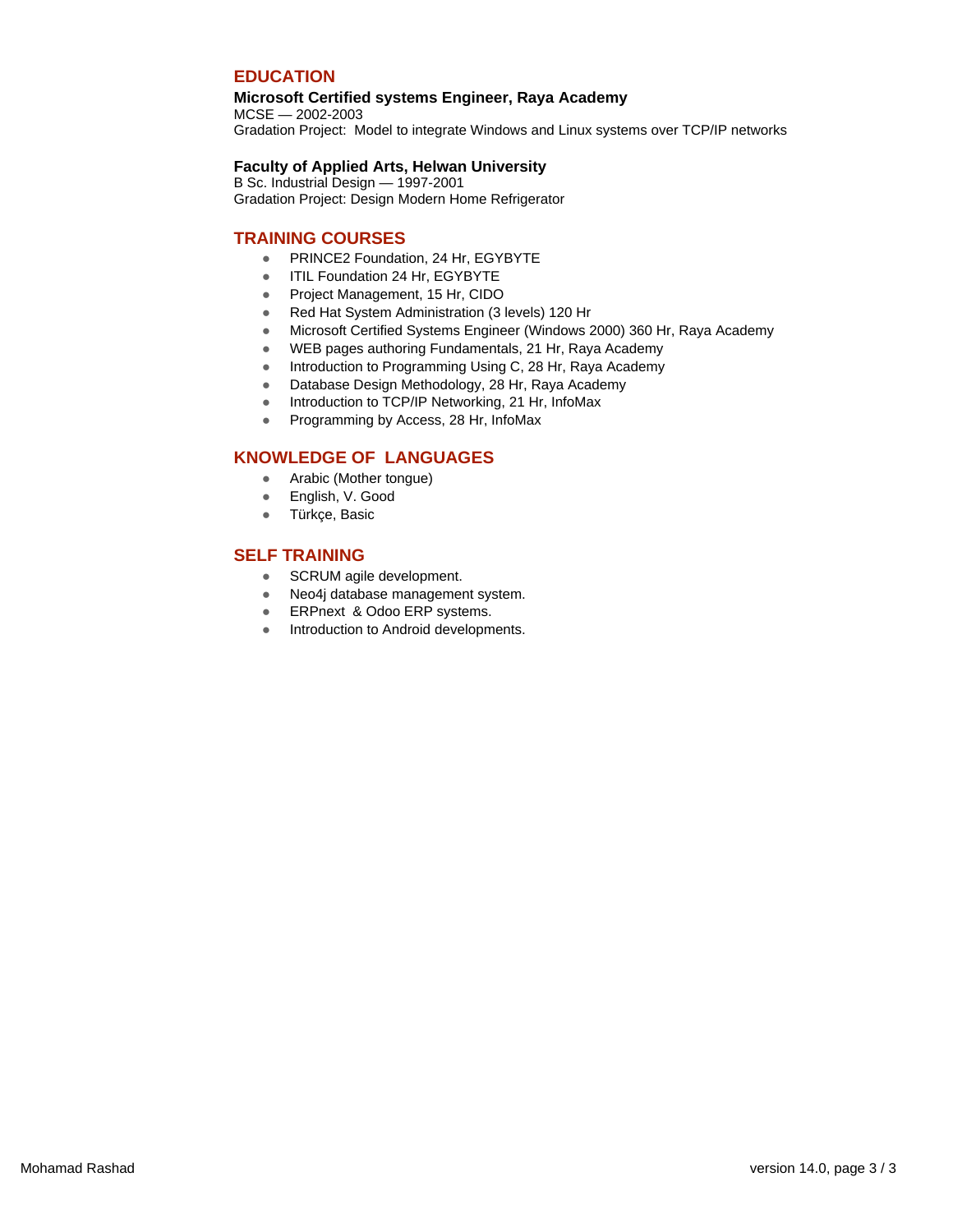## EDUCATION

**Microsoft Certified systems Engineer, Raya Academy**
MCSE — 2002-2003
Gradation Project: Model to integrate Windows and Linux systems over TCP/IP networks

**Faculty of Applied Arts, Helwan University**
B Sc. Industrial Design — 1997-2001
Gradation Project: Design Modern Home Refrigerator

## TRAINING COURSES

- PRINCE2 Foundation, 24 Hr, EGYBYTE
- ITIL Foundation 24 Hr, EGYBYTE
- Project Management, 15 Hr, CIDO
- Red Hat System Administration (3 levels) 120 Hr
- Microsoft Certified Systems Engineer (Windows 2000) 360 Hr, Raya Academy
- WEB pages authoring Fundamentals, 21 Hr, Raya Academy
- Introduction to Programming Using C, 28 Hr, Raya Academy
- Database Design Methodology, 28 Hr, Raya Academy
- Introduction to TCP/IP Networking, 21 Hr, InfoMax
- Programming by Access, 28 Hr, InfoMax

## KNOWLEDGE OF LANGUAGES

- Arabic (Mother tongue)
- English, V. Good
- Türkçe, Basic

## SELF TRAINING

- SCRUM agile development.
- Neo4j database management system.
- ERPnext & Odoo ERP systems.
- Introduction to Android developments.